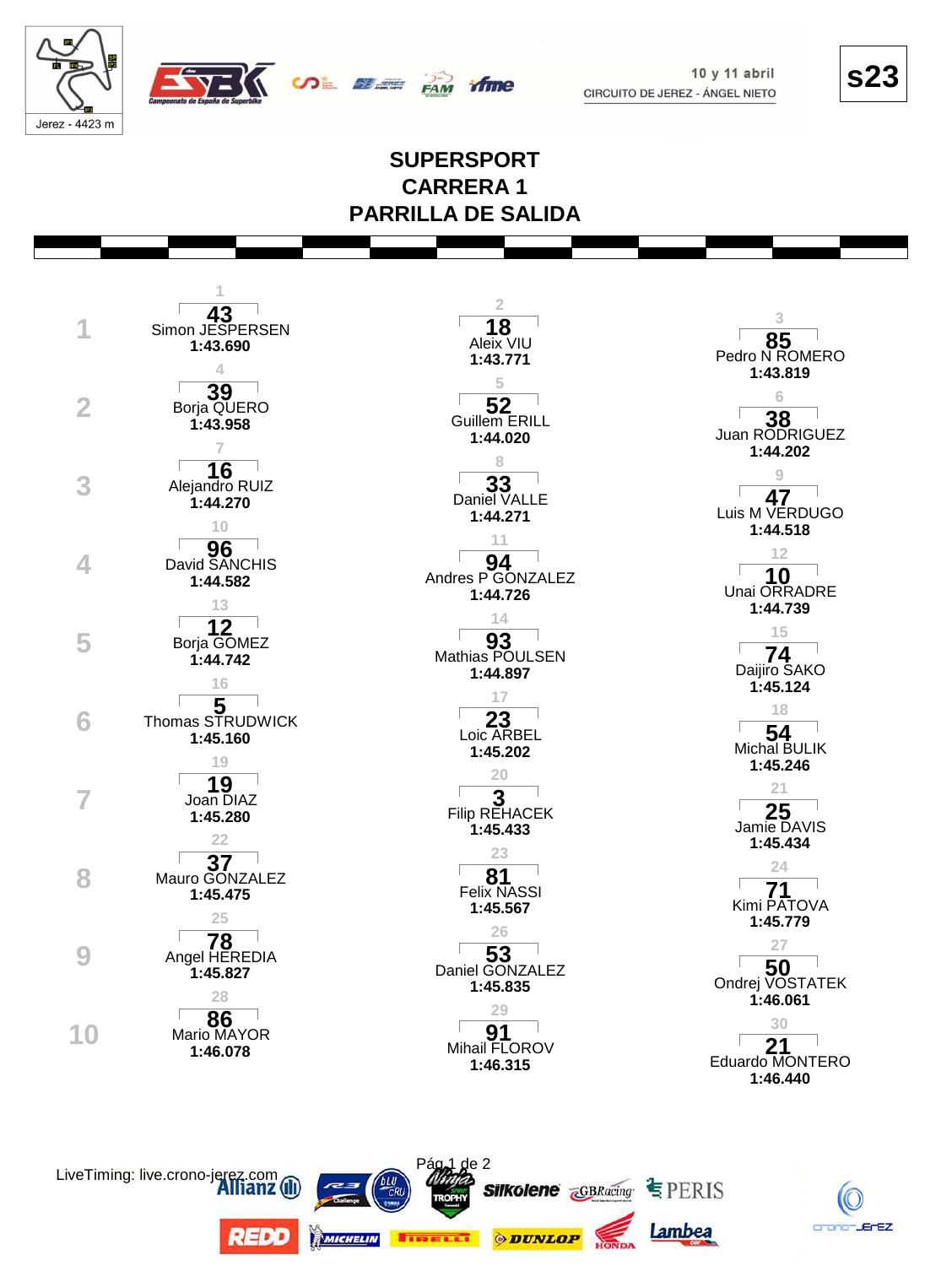10 y 11 abril
CIRCUITO DE JEREZ - ÁNGEL NIETO

Jerez - 4423 m

**s23**

# SUPERSPORT
# CARRERA 1
# PARRILLA DE SALIDA

| Fila | Pos | Nº | Piloto | Tiempo | Pos | Nº | Piloto | Tiempo | Pos | Nº | Piloto | Tiempo |
|---|---|---|---|---|---|---|---|---|---|---|---|---|
| 1 | 1 | 43 | Simon JESPERSEN | 1:43.690 | 2 | 18 | Aleix VIU | 1:43.771 | 3 | 85 | Pedro N ROMERO | 1:43.819 |
| 2 | 4 | 39 | Borja QUERO | 1:43.958 | 5 | 52 | Guillem ERILL | 1:44.020 | 6 | 38 | Juan RODRIGUEZ | 1:44.202 |
| 3 | 7 | 16 | Alejandro RUIZ | 1:44.270 | 8 | 33 | Daniel VALLE | 1:44.271 | 9 | 47 | Luis M VERDUGO | 1:44.518 |
| 4 | 10 | 96 | David SANCHIS | 1:44.582 | 11 | 94 | Andres P GONZALEZ | 1:44.726 | 12 | 10 | Unai ORRADRE | 1:44.739 |
| 5 | 13 | 12 | Borja GOMEZ | 1:44.742 | 14 | 93 | Mathias POULSEN | 1:44.897 | 15 | 74 | Daijiro SAKO | 1:45.124 |
| 6 | 16 | 5 | Thomas STRUDWICK | 1:45.160 | 17 | 23 | Loic ARBEL | 1:45.202 | 18 | 54 | Michal BULIK | 1:45.246 |
| 7 | 19 | 19 | Joan DIAZ | 1:45.280 | 20 | 3 | Filip REHACEK | 1:45.433 | 21 | 25 | Jamie DAVIS | 1:45.434 |
| 8 | 22 | 37 | Mauro GONZALEZ | 1:45.475 | 23 | 81 | Felix NASSI | 1:45.567 | 24 | 71 | Kimi PATOVA | 1:45.779 |
| 9 | 25 | 78 | Angel HEREDIA | 1:45.827 | 26 | 53 | Daniel GONZALEZ | 1:45.835 | 27 | 50 | Ondrej VOSTATEK | 1:46.061 |
| 10 | 28 | 86 | Mario MAYOR | 1:46.078 | 29 | 91 | Mihail FLOROV | 1:46.315 | 30 | 21 | Eduardo MONTERO | 1:46.440 |

LiveTiming: live.crono-jerez.com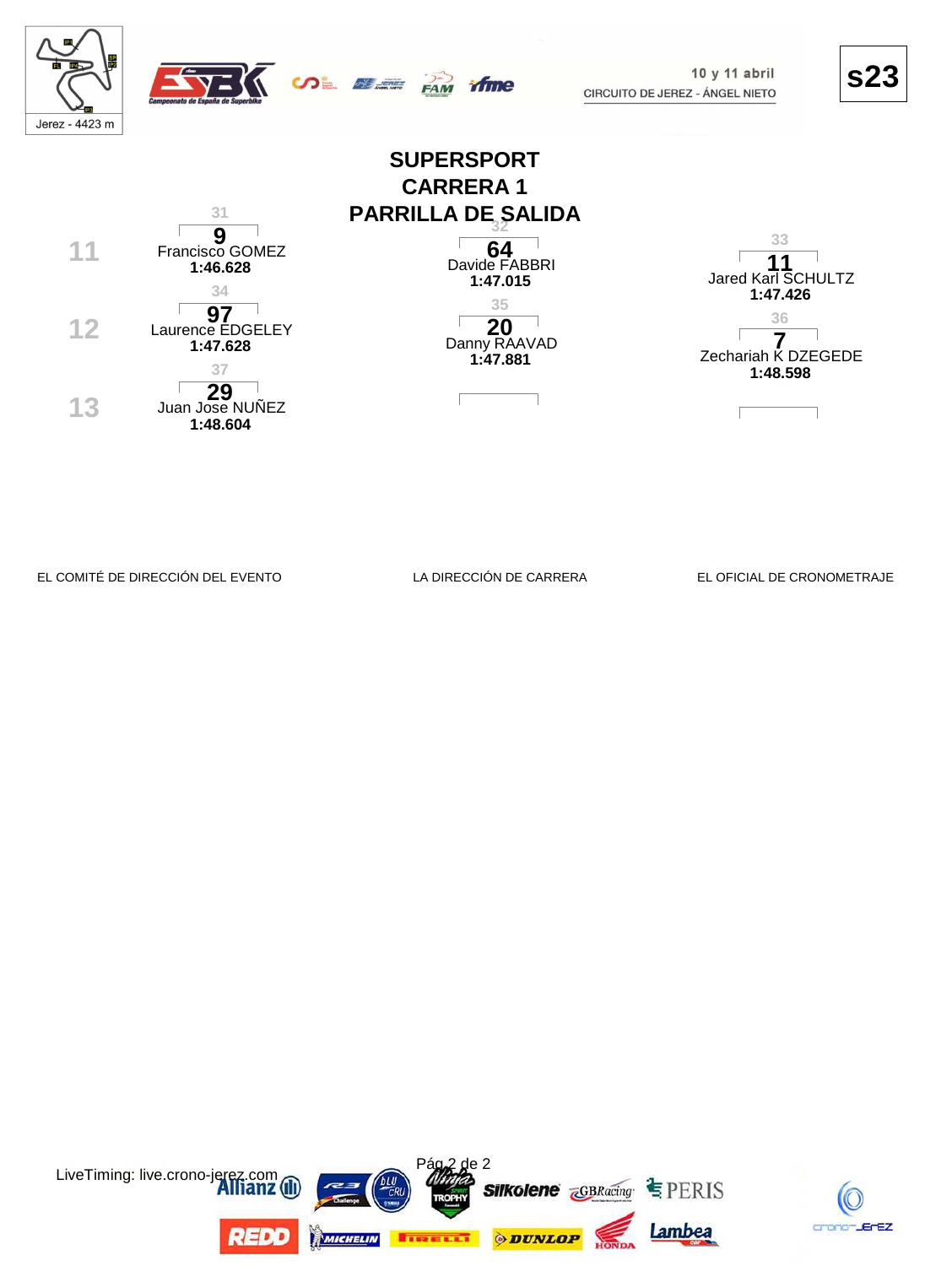10 y 11 abril
CIRCUITO DE JEREZ - ÁNGEL NIETO

s23

# SUPERSPORT
# CARRERA 1
# PARRILLA DE SALIDA

| Fila | | | |
|---|---|---|---|
| 11 | 31 **9** Francisco GOMEZ **1:46.628** | 32 **64** Davide FABBRI **1:47.015** | 33 **11** Jared Karl SCHULTZ **1:47.426** |
| 12 | 34 **97** Laurence EDGELEY **1:47.628** | 35 **20** Danny RAAVAD **1:47.881** | 36 **7** Zechariah K DZEGEDE **1:48.598** |
| 13 | 37 **29** Juan Jose NUÑEZ **1:48.604** | | |

EL COMITÉ DE DIRECCIÓN DEL EVENTO

LA DIRECCIÓN DE CARRERA

EL OFICIAL DE CRONOMETRAJE

LiveTiming: live.crono-jerez.com